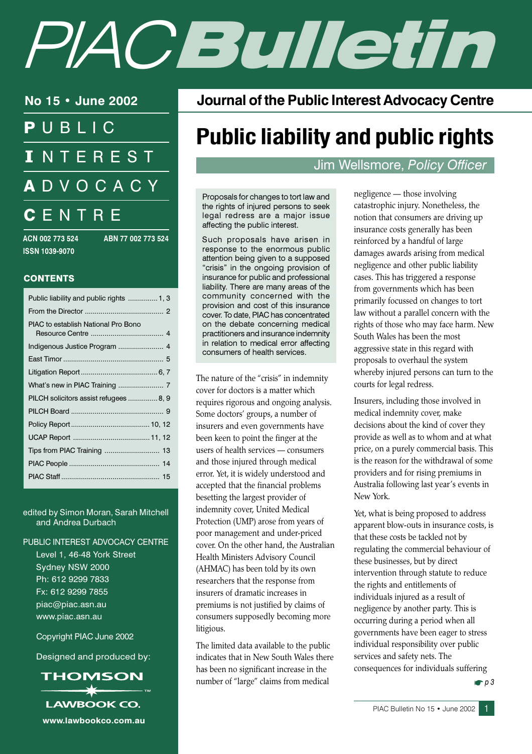# PIAC Bulletin

**No 15 • June 2002**

**PUBLIC INTEREST ADVOCACY CENTRE**

ACN 002 773 524 ABN 77 002 773 524
ISSN 1039-9070

**CONTENTS**

| | |
|---|---|
| Public liability and public rights | 1, 3 |
| From the Director | 2 |
| PIAC to establish National Pro Bono Resource Centre | 4 |
| Indigenous Justice Program | 4 |
| East Timor | 5 |
| Litigation Report | 6, 7 |
| What's new in PIAC Training | 7 |
| PILCH solicitors assist refugees | 8, 9 |
| PILCH Board | 9 |
| Policy Report | 10, 12 |
| UCAP Report | 11, 12 |
| Tips from PIAC Training | 13 |
| PIAC People | 14 |
| PIAC Staff | 15 |

edited by Simon Moran, Sarah Mitchell and Andrea Durbach

PUBLIC INTEREST ADVOCACY CENTRE
Level 1, 46-48 York Street
Sydney NSW 2000
Ph: 612 9299 7833
Fx: 612 9299 7855
piac@piac.asn.au
www.piac.asn.au

Copyright PIAC June 2002

Designed and produced by:

THOMSON LAWBOOK CO.
www.lawbookco.com.au

## Journal of the Public Interest Advocacy Centre

# Public liability and public rights

Jim Wellsmore, *Policy Officer*

Proposals for changes to tort law and the rights of injured persons to seek legal redress are a major issue affecting the public interest.

Such proposals have arisen in response to the enormous public attention being given to a supposed "crisis" in the ongoing provision of insurance for public and professional liability. There are many areas of the community concerned with the provision and cost of this insurance cover. To date, PIAC has concentrated on the debate concerning medical practitioners and insurance indemnity in relation to medical error affecting consumers of health services.

The nature of the "crisis" in indemnity cover for doctors is a matter which requires rigorous and ongoing analysis. Some doctors' groups, a number of insurers and even governments have been keen to point the finger at the users of health services — consumers and those injured through medical error. Yet, it is widely understood and accepted that the financial problems besetting the largest provider of indemnity cover, United Medical Protection (UMP) arose from years of poor management and under-priced cover. On the other hand, the Australian Health Ministers Advisory Council (AHMAC) has been told by its own researchers that the response from insurers of dramatic increases in premiums is not justified by claims of consumers supposedly becoming more litigious.

The limited data available to the public indicates that in New South Wales there has been no significant increase in the number of "large" claims from medical negligence — those involving catastrophic injury. Nonetheless, the notion that consumers are driving up insurance costs generally has been reinforced by a handful of large damages awards arising from medical negligence and other public liability cases. This has triggered a response from governments which has been primarily focussed on changes to tort law without a parallel concern with the rights of those who may face harm. New South Wales has been the most aggressive state in this regard with proposals to overhaul the system whereby injured persons can turn to the courts for legal redress.

Insurers, including those involved in medical indemnity cover, make decisions about the kind of cover they provide as well as to whom and at what price, on a purely commercial basis. This is the reason for the withdrawal of some providers and for rising premiums in Australia following last year's events in New York.

Yet, what is being proposed to address apparent blow-outs in insurance costs, is that these costs be tackled not by regulating the commercial behaviour of these businesses, but by direct intervention through statute to reduce the rights and entitlements of individuals injured as a result of negligence by another party. This is occurring during a period when all governments have been eager to stress individual responsibility over public services and safety nets. The consequences for individuals suffering

☛ *p 3*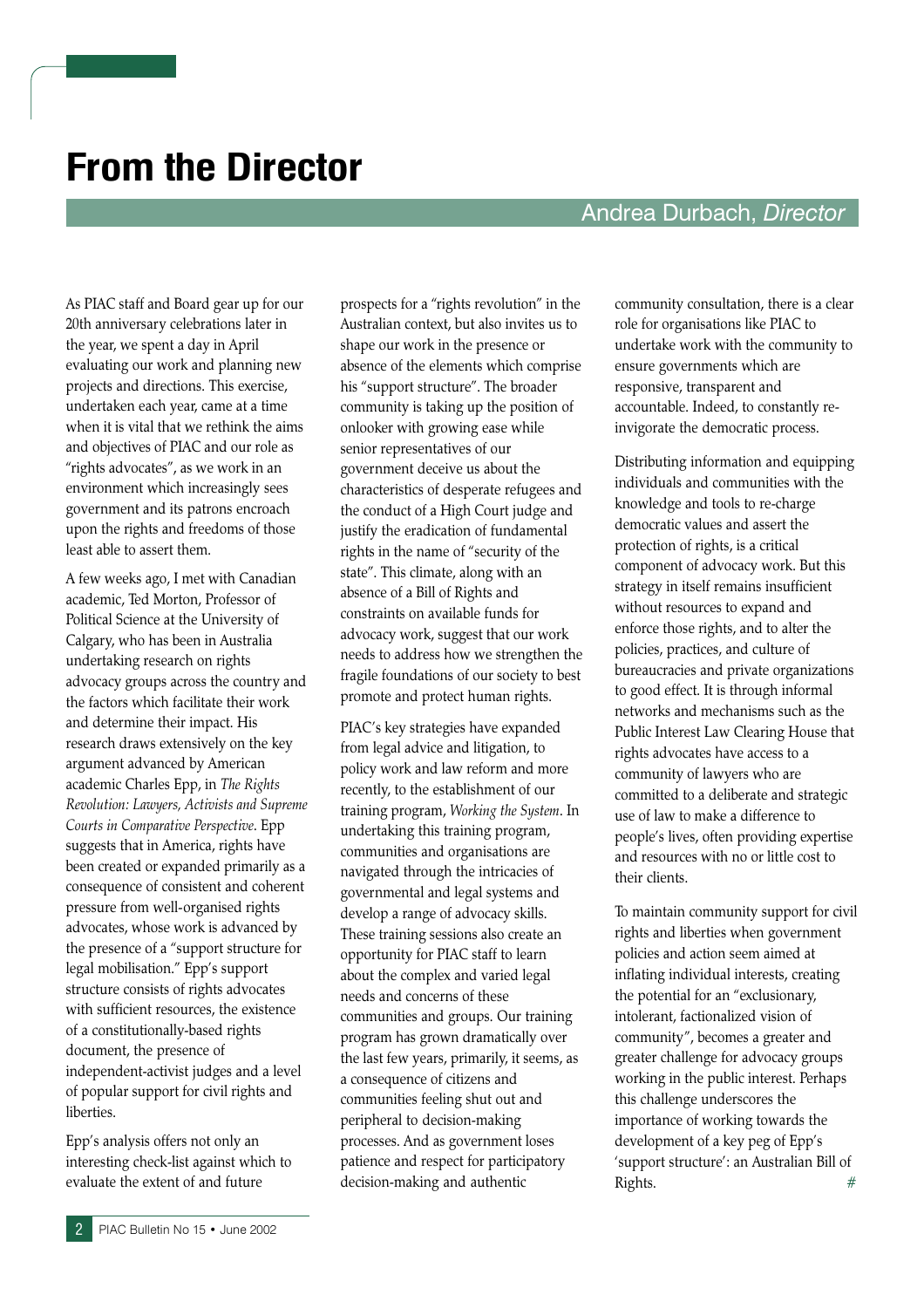# From the Director

Andrea Durbach, *Director*

As PIAC staff and Board gear up for our 20th anniversary celebrations later in the year, we spent a day in April evaluating our work and planning new projects and directions. This exercise, undertaken each year, came at a time when it is vital that we rethink the aims and objectives of PIAC and our role as "rights advocates", as we work in an environment which increasingly sees government and its patrons encroach upon the rights and freedoms of those least able to assert them.

A few weeks ago, I met with Canadian academic, Ted Morton, Professor of Political Science at the University of Calgary, who has been in Australia undertaking research on rights advocacy groups across the country and the factors which facilitate their work and determine their impact. His research draws extensively on the key argument advanced by American academic Charles Epp, in *The Rights Revolution: Lawyers, Activists and Supreme Courts in Comparative Perspective*. Epp suggests that in America, rights have been created or expanded primarily as a consequence of consistent and coherent pressure from well-organised rights advocates, whose work is advanced by the presence of a "support structure for legal mobilisation." Epp's support structure consists of rights advocates with sufficient resources, the existence of a constitutionally-based rights document, the presence of independent-activist judges and a level of popular support for civil rights and liberties.

Epp's analysis offers not only an interesting check-list against which to evaluate the extent of and future prospects for a "rights revolution" in the Australian context, but also invites us to shape our work in the presence or absence of the elements which comprise his "support structure". The broader community is taking up the position of onlooker with growing ease while senior representatives of our government deceive us about the characteristics of desperate refugees and the conduct of a High Court judge and justify the eradication of fundamental rights in the name of "security of the state". This climate, along with an absence of a Bill of Rights and constraints on available funds for advocacy work, suggest that our work needs to address how we strengthen the fragile foundations of our society to best promote and protect human rights.

PIAC's key strategies have expanded from legal advice and litigation, to policy work and law reform and more recently, to the establishment of our training program, *Working the System*. In undertaking this training program, communities and organisations are navigated through the intricacies of governmental and legal systems and develop a range of advocacy skills. These training sessions also create an opportunity for PIAC staff to learn about the complex and varied legal needs and concerns of these communities and groups. Our training program has grown dramatically over the last few years, primarily, it seems, as a consequence of citizens and communities feeling shut out and peripheral to decision-making processes. And as government loses patience and respect for participatory decision-making and authentic community consultation, there is a clear role for organisations like PIAC to undertake work with the community to ensure governments which are responsive, transparent and accountable. Indeed, to constantly re-invigorate the democratic process.

Distributing information and equipping individuals and communities with the knowledge and tools to re-charge democratic values and assert the protection of rights, is a critical component of advocacy work. But this strategy in itself remains insufficient without resources to expand and enforce those rights, and to alter the policies, practices, and culture of bureaucracies and private organizations to good effect. It is through informal networks and mechanisms such as the Public Interest Law Clearing House that rights advocates have access to a community of lawyers who are committed to a deliberate and strategic use of law to make a difference to people's lives, often providing expertise and resources with no or little cost to their clients.

To maintain community support for civil rights and liberties when government policies and action seem aimed at inflating individual interests, creating the potential for an "exclusionary, intolerant, factionalized vision of community", becomes a greater and greater challenge for advocacy groups working in the public interest. Perhaps this challenge underscores the importance of working towards the development of a key peg of Epp's 'support structure': an Australian Bill of Rights. #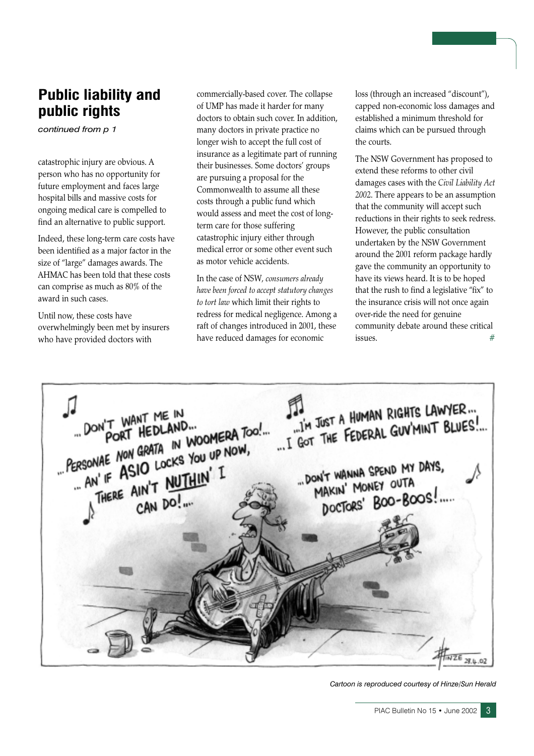## Public liability and public rights

*continued from p 1*

catastrophic injury are obvious. A person who has no opportunity for future employment and faces large hospital bills and massive costs for ongoing medical care is compelled to find an alternative to public support.

Indeed, these long-term care costs have been identified as a major factor in the size of "large" damages awards. The AHMAC has been told that these costs can comprise as much as 80% of the award in such cases.

Until now, these costs have overwhelmingly been met by insurers who have provided doctors with commercially-based cover. The collapse of UMP has made it harder for many doctors to obtain such cover. In addition, many doctors in private practice no longer wish to accept the full cost of insurance as a legitimate part of running their businesses. Some doctors' groups are pursuing a proposal for the Commonwealth to assume all these costs through a public fund which would assess and meet the cost of long-term care for those suffering catastrophic injury either through medical error or some other event such as motor vehicle accidents.

In the case of NSW, *consumers already have been forced to accept statutory changes to tort law* which limit their rights to redress for medical negligence. Among a raft of changes introduced in 2001, these have reduced damages for economic loss (through an increased "discount"), capped non-economic loss damages and established a minimum threshold for claims which can be pursued through the courts.

The NSW Government has proposed to extend these reforms to other civil damages cases with the *Civil Liability Act 2002*. There appears to be an assumption that the community will accept such reductions in their rights to seek redress. However, the public consultation undertaken by the NSW Government around the 2001 reform package hardly gave the community an opportunity to have its views heard. It is to be hoped that the rush to find a legislative "fix" to the insurance crisis will not once again over-ride the need for genuine community debate around these critical issues. #

Cartoon is reproduced courtesy of Hinze/Sun Herald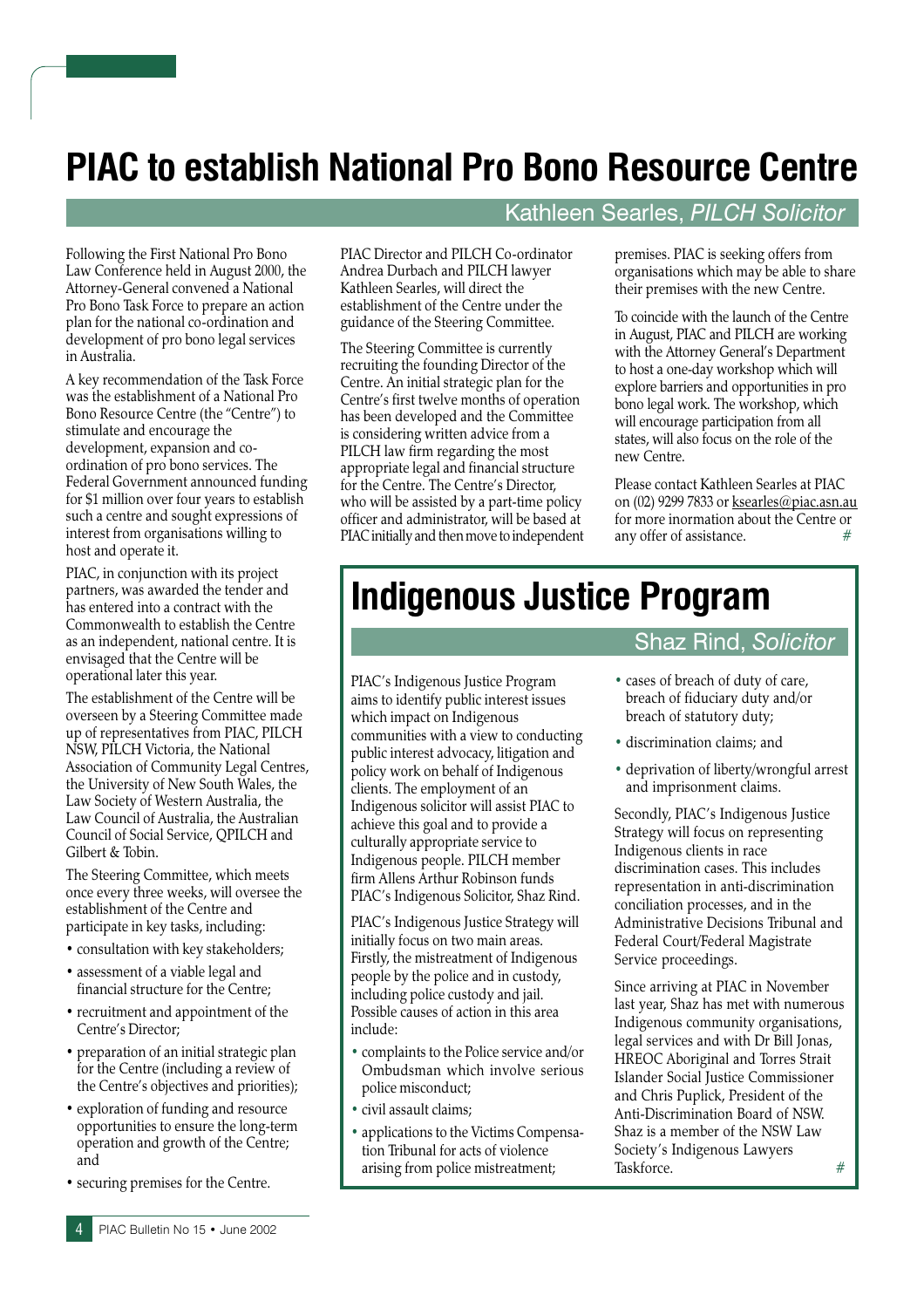# PIAC to establish National Pro Bono Resource Centre

Kathleen Searles, *PILCH Solicitor*

Following the First National Pro Bono Law Conference held in August 2000, the Attorney-General convened a National Pro Bono Task Force to prepare an action plan for the national co-ordination and development of pro bono legal services in Australia.

A key recommendation of the Task Force was the establishment of a National Pro Bono Resource Centre (the "Centre") to stimulate and encourage the development, expansion and co-ordination of pro bono services. The Federal Government announced funding for $1 million over four years to establish such a centre and sought expressions of interest from organisations willing to host and operate it.

PIAC, in conjunction with its project partners, was awarded the tender and has entered into a contract with the Commonwealth to establish the Centre as an independent, national centre. It is envisaged that the Centre will be operational later this year.

The establishment of the Centre will be overseen by a Steering Committee made up of representatives from PIAC, PILCH NSW, PILCH Victoria, the National Association of Community Legal Centres, the University of New South Wales, the Law Society of Western Australia, the Law Council of Australia, the Australian Council of Social Service, QPILCH and Gilbert & Tobin.

The Steering Committee, which meets once every three weeks, will oversee the establishment of the Centre and participate in key tasks, including:

- consultation with key stakeholders;
- assessment of a viable legal and financial structure for the Centre;
- recruitment and appointment of the Centre's Director;
- preparation of an initial strategic plan for the Centre (including a review of the Centre's objectives and priorities);
- exploration of funding and resource opportunities to ensure the long-term operation and growth of the Centre; and
- securing premises for the Centre.

PIAC Director and PILCH Co-ordinator Andrea Durbach and PILCH lawyer Kathleen Searles, will direct the establishment of the Centre under the guidance of the Steering Committee.

The Steering Committee is currently recruiting the founding Director of the Centre. An initial strategic plan for the Centre's first twelve months of operation has been developed and the Committee is considering written advice from a PILCH law firm regarding the most appropriate legal and financial structure for the Centre. The Centre's Director, who will be assisted by a part-time policy officer and administrator, will be based at PIAC initially and then move to independent premises. PIAC is seeking offers from organisations which may be able to share their premises with the new Centre.

To coincide with the launch of the Centre in August, PIAC and PILCH are working with the Attorney General's Department to host a one-day workshop which will explore barriers and opportunities in pro bono legal work. The workshop, which will encourage participation from all states, will also focus on the role of the new Centre.

Please contact Kathleen Searles at PIAC on (02) 9299 7833 or ksearles@piac.asn.au for more inormation about the Centre or any offer of assistance. #

# Indigenous Justice Program

Shaz Rind, *Solicitor*

PIAC's Indigenous Justice Program aims to identify public interest issues which impact on Indigenous communities with a view to conducting public interest advocacy, litigation and policy work on behalf of Indigenous clients. The employment of an Indigenous solicitor will assist PIAC to achieve this goal and to provide a culturally appropriate service to Indigenous people. PILCH member firm Allens Arthur Robinson funds PIAC's Indigenous Solicitor, Shaz Rind.

PIAC's Indigenous Justice Strategy will initially focus on two main areas. Firstly, the mistreatment of Indigenous people by the police and in custody, including police custody and jail. Possible causes of action in this area include:

- complaints to the Police service and/or Ombudsman which involve serious police misconduct;
- civil assault claims;
- applications to the Victims Compensation Tribunal for acts of violence arising from police mistreatment;
- cases of breach of duty of care, breach of fiduciary duty and/or breach of statutory duty;
- discrimination claims; and
- deprivation of liberty/wrongful arrest and imprisonment claims.

Secondly, PIAC's Indigenous Justice Strategy will focus on representing Indigenous clients in race discrimination cases. This includes representation in anti-discrimination conciliation processes, and in the Administrative Decisions Tribunal and Federal Court/Federal Magistrate Service proceedings.

Since arriving at PIAC in November last year, Shaz has met with numerous Indigenous community organisations, legal services and with Dr Bill Jonas, HREOC Aboriginal and Torres Strait Islander Social Justice Commissioner and Chris Puplick, President of the Anti-Discrimination Board of NSW. Shaz is a member of the NSW Law Society's Indigenous Lawyers Taskforce. #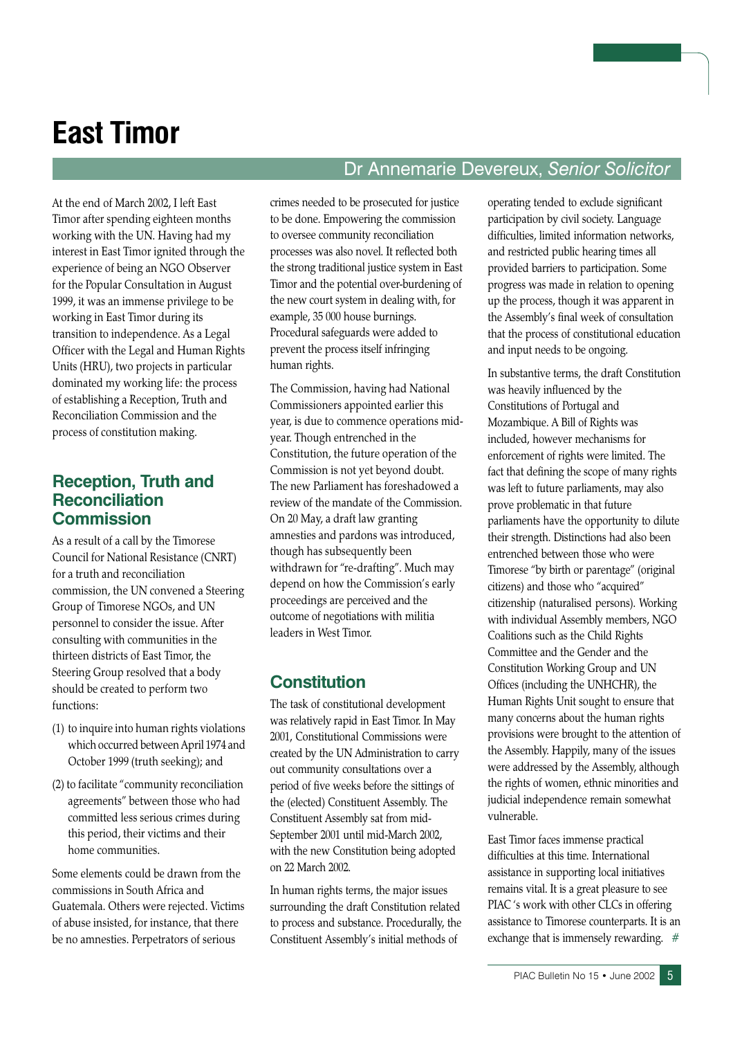# East Timor

Dr Annemarie Devereux, *Senior Solicitor*

At the end of March 2002, I left East Timor after spending eighteen months working with the UN. Having had my interest in East Timor ignited through the experience of being an NGO Observer for the Popular Consultation in August 1999, it was an immense privilege to be working in East Timor during its transition to independence. As a Legal Officer with the Legal and Human Rights Units (HRU), two projects in particular dominated my working life: the process of establishing a Reception, Truth and Reconciliation Commission and the process of constitution making.

## Reception, Truth and Reconciliation Commission

As a result of a call by the Timorese Council for National Resistance (CNRT) for a truth and reconciliation commission, the UN convened a Steering Group of Timorese NGOs, and UN personnel to consider the issue. After consulting with communities in the thirteen districts of East Timor, the Steering Group resolved that a body should be created to perform two functions:

(1) to inquire into human rights violations which occurred between April 1974 and October 1999 (truth seeking); and

(2) to facilitate "community reconciliation agreements" between those who had committed less serious crimes during this period, their victims and their home communities.

Some elements could be drawn from the commissions in South Africa and Guatemala. Others were rejected. Victims of abuse insisted, for instance, that there be no amnesties. Perpetrators of serious crimes needed to be prosecuted for justice to be done. Empowering the commission to oversee community reconciliation processes was also novel. It reflected both the strong traditional justice system in East Timor and the potential over-burdening of the new court system in dealing with, for example, 35 000 house burnings. Procedural safeguards were added to prevent the process itself infringing human rights.

The Commission, having had National Commissioners appointed earlier this year, is due to commence operations mid-year. Though entrenched in the Constitution, the future operation of the Commission is not yet beyond doubt. The new Parliament has foreshadowed a review of the mandate of the Commission. On 20 May, a draft law granting amnesties and pardons was introduced, though has subsequently been withdrawn for "re-drafting". Much may depend on how the Commission's early proceedings are perceived and the outcome of negotiations with militia leaders in West Timor.

## Constitution

The task of constitutional development was relatively rapid in East Timor. In May 2001, Constitutional Commissions were created by the UN Administration to carry out community consultations over a period of five weeks before the sittings of the (elected) Constituent Assembly. The Constituent Assembly sat from mid-September 2001 until mid-March 2002, with the new Constitution being adopted on 22 March 2002.

In human rights terms, the major issues surrounding the draft Constitution related to process and substance. Procedurally, the Constituent Assembly's initial methods of operating tended to exclude significant participation by civil society. Language difficulties, limited information networks, and restricted public hearing times all provided barriers to participation. Some progress was made in relation to opening up the process, though it was apparent in the Assembly's final week of consultation that the process of constitutional education and input needs to be ongoing.

In substantive terms, the draft Constitution was heavily influenced by the Constitutions of Portugal and Mozambique. A Bill of Rights was included, however mechanisms for enforcement of rights were limited. The fact that defining the scope of many rights was left to future parliaments, may also prove problematic in that future parliaments have the opportunity to dilute their strength. Distinctions had also been entrenched between those who were Timorese "by birth or parentage" (original citizens) and those who "acquired" citizenship (naturalised persons). Working with individual Assembly members, NGO Coalitions such as the Child Rights Committee and the Gender and the Constitution Working Group and UN Offices (including the UNHCHR), the Human Rights Unit sought to ensure that many concerns about the human rights provisions were brought to the attention of the Assembly. Happily, many of the issues were addressed by the Assembly, although the rights of women, ethnic minorities and judicial independence remain somewhat vulnerable.

East Timor faces immense practical difficulties at this time. International assistance in supporting local initiatives remains vital. It is a great pleasure to see PIAC 's work with other CLCs in offering assistance to Timorese counterparts. It is an exchange that is immensely rewarding. #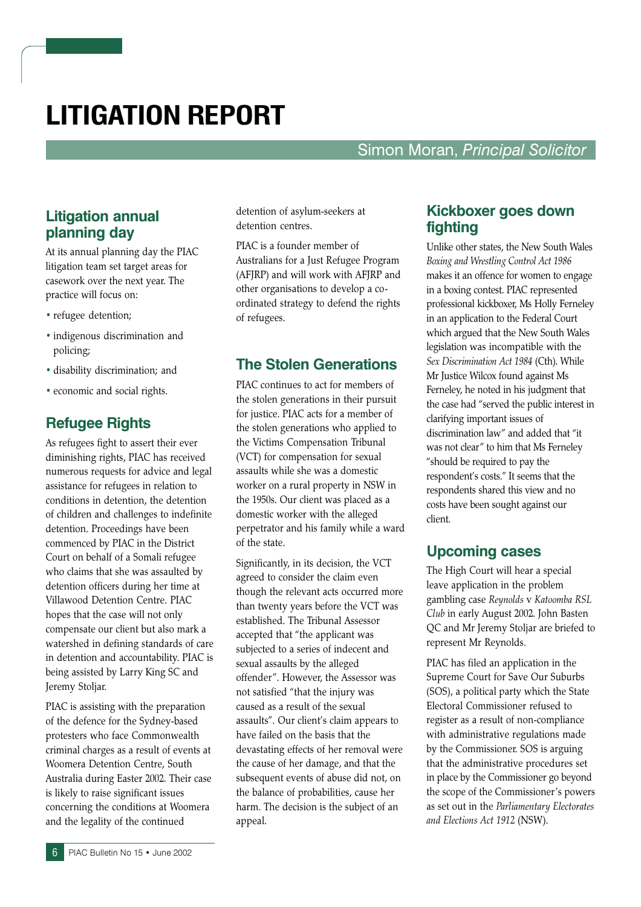# LITIGATION REPORT

Simon Moran, *Principal Solicitor*

## Litigation annual planning day

At its annual planning day the PIAC litigation team set target areas for casework over the next year. The practice will focus on:

- refugee detention;
- indigenous discrimination and policing;
- disability discrimination; and
- economic and social rights.

## Refugee Rights

As refugees fight to assert their ever diminishing rights, PIAC has received numerous requests for advice and legal assistance for refugees in relation to conditions in detention, the detention of children and challenges to indefinite detention. Proceedings have been commenced by PIAC in the District Court on behalf of a Somali refugee who claims that she was assaulted by detention officers during her time at Villawood Detention Centre. PIAC hopes that the case will not only compensate our client but also mark a watershed in defining standards of care in detention and accountability. PIAC is being assisted by Larry King SC and Jeremy Stoljar.

PIAC is assisting with the preparation of the defence for the Sydney-based protesters who face Commonwealth criminal charges as a result of events at Woomera Detention Centre, South Australia during Easter 2002. Their case is likely to raise significant issues concerning the conditions at Woomera and the legality of the continued detention of asylum-seekers at detention centres.

PIAC is a founder member of Australians for a Just Refugee Program (AFJRP) and will work with AFJRP and other organisations to develop a co-ordinated strategy to defend the rights of refugees.

## The Stolen Generations

PIAC continues to act for members of the stolen generations in their pursuit for justice. PIAC acts for a member of the stolen generations who applied to the Victims Compensation Tribunal (VCT) for compensation for sexual assaults while she was a domestic worker on a rural property in NSW in the 1950s. Our client was placed as a domestic worker with the alleged perpetrator and his family while a ward of the state.

Significantly, in its decision, the VCT agreed to consider the claim even though the relevant acts occurred more than twenty years before the VCT was established. The Tribunal Assessor accepted that "the applicant was subjected to a series of indecent and sexual assaults by the alleged offender". However, the Assessor was not satisfied "that the injury was caused as a result of the sexual assaults". Our client's claim appears to have failed on the basis that the devastating effects of her removal were the cause of her damage, and that the subsequent events of abuse did not, on the balance of probabilities, cause her harm. The decision is the subject of an appeal.

## Kickboxer goes down fighting

Unlike other states, the New South Wales *Boxing and Wrestling Control Act 1986* makes it an offence for women to engage in a boxing contest. PIAC represented professional kickboxer, Ms Holly Ferneley in an application to the Federal Court which argued that the New South Wales legislation was incompatible with the *Sex Discrimination Act 1984* (Cth). While Mr Justice Wilcox found against Ms Ferneley, he noted in his judgment that the case had "served the public interest in clarifying important issues of discrimination law" and added that "it was not clear" to him that Ms Ferneley "should be required to pay the respondent's costs." It seems that the respondents shared this view and no costs have been sought against our client.

## Upcoming cases

The High Court will hear a special leave application in the problem gambling case *Reynolds* v *Katoomba RSL Club* in early August 2002. John Basten QC and Mr Jeremy Stoljar are briefed to represent Mr Reynolds.

PIAC has filed an application in the Supreme Court for Save Our Suburbs (SOS), a political party which the State Electoral Commissioner refused to register as a result of non-compliance with administrative regulations made by the Commissioner. SOS is arguing that the administrative procedures set in place by the Commissioner go beyond the scope of the Commissioner's powers as set out in the *Parliamentary Electorates and Elections Act 1912* (NSW).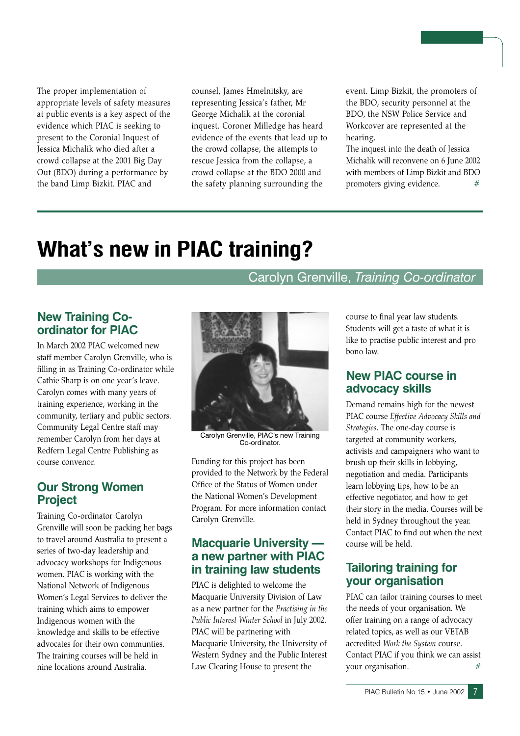The proper implementation of appropriate levels of safety measures at public events is a key aspect of the evidence which PIAC is seeking to present to the Coronial Inquest of Jessica Michalik who died after a crowd collapse at the 2001 Big Day Out (BDO) during a performance by the band Limp Bizkit. PIAC and counsel, James Hmelnitsky, are representing Jessica's father, Mr George Michalik at the coronial inquest. Coroner Milledge has heard evidence of the events that lead up to the crowd collapse, the attempts to rescue Jessica from the collapse, a crowd collapse at the BDO 2000 and the safety planning surrounding the event. Limp Bizkit, the promoters of the BDO, security personnel at the BDO, the NSW Police Service and Workcover are represented at the hearing.

The inquest into the death of Jessica Michalik will reconvene on 6 June 2002 with members of Limp Bizkit and BDO promoters giving evidence. #

# What's new in PIAC training?

Carolyn Grenville, *Training Co-ordinator*

## New Training Co-ordinator for PIAC

In March 2002 PIAC welcomed new staff member Carolyn Grenville, who is filling in as Training Co-ordinator while Cathie Sharp is on one year's leave. Carolyn comes with many years of training experience, working in the community, tertiary and public sectors. Community Legal Centre staff may remember Carolyn from her days at Redfern Legal Centre Publishing as course convenor.

## Our Strong Women Project

Training Co-ordinator Carolyn Grenville will soon be packing her bags to travel around Australia to present a series of two-day leadership and advocacy workshops for Indigenous women. PIAC is working with the National Network of Indigenous Women's Legal Services to deliver the training which aims to empower Indigenous women with the knowledge and skills to be effective advocates for their own communties. The training courses will be held in nine locations around Australia.

Carolyn Grenville, PIAC's new Training Co-ordinator.

Funding for this project has been provided to the Network by the Federal Office of the Status of Women under the National Women's Development Program. For more information contact Carolyn Grenville.

## Macquarie University — a new partner with PIAC in training law students

PIAC is delighted to welcome the Macquarie University Division of Law as a new partner for the *Practising in the Public Interest Winter School* in July 2002. PIAC will be partnering with Macquarie University, the University of Western Sydney and the Public Interest Law Clearing House to present the course to final year law students. Students will get a taste of what it is like to practise public interest and pro bono law.

## New PIAC course in advocacy skills

Demand remains high for the newest PIAC course *Effective Advocacy Skills and Strategies*. The one-day course is targeted at community workers, activists and campaigners who want to brush up their skills in lobbying, negotiation and media. Participants learn lobbying tips, how to be an effective negotiator, and how to get their story in the media. Courses will be held in Sydney throughout the year. Contact PIAC to find out when the next course will be held.

## Tailoring training for your organisation

PIAC can tailor training courses to meet the needs of your organisation. We offer training on a range of advocacy related topics, as well as our VETAB accredited *Work the System* course. Contact PIAC if you think we can assist your organisation. #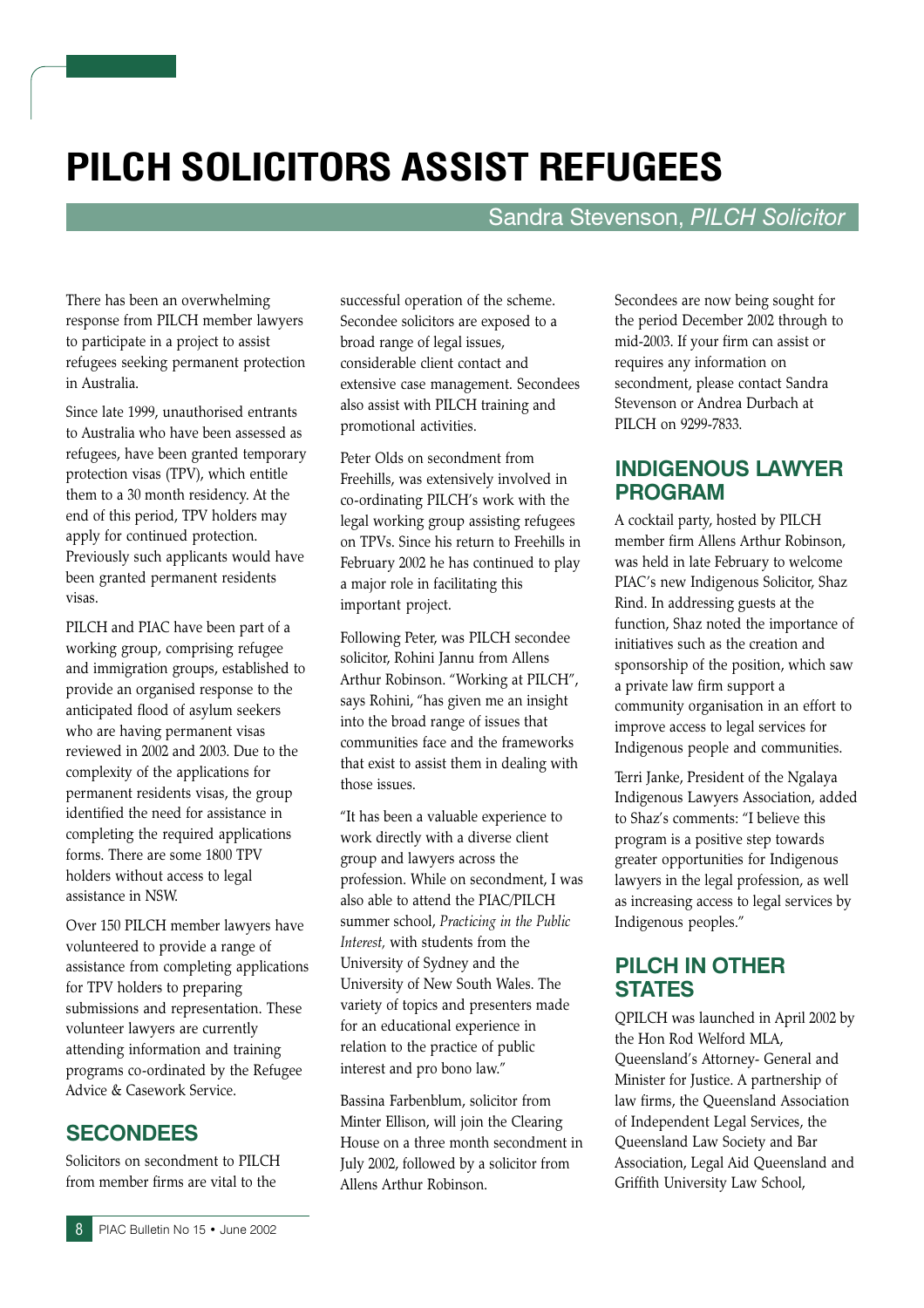# PILCH SOLICITORS ASSIST REFUGEES

Sandra Stevenson, *PILCH Solicitor*

There has been an overwhelming response from PILCH member lawyers to participate in a project to assist refugees seeking permanent protection in Australia.

Since late 1999, unauthorised entrants to Australia who have been assessed as refugees, have been granted temporary protection visas (TPV), which entitle them to a 30 month residency. At the end of this period, TPV holders may apply for continued protection. Previously such applicants would have been granted permanent residents visas.

PILCH and PIAC have been part of a working group, comprising refugee and immigration groups, established to provide an organised response to the anticipated flood of asylum seekers who are having permanent visas reviewed in 2002 and 2003. Due to the complexity of the applications for permanent residents visas, the group identified the need for assistance in completing the required applications forms. There are some 1800 TPV holders without access to legal assistance in NSW.

Over 150 PILCH member lawyers have volunteered to provide a range of assistance from completing applications for TPV holders to preparing submissions and representation. These volunteer lawyers are currently attending information and training programs co-ordinated by the Refugee Advice & Casework Service.

## SECONDEES

Solicitors on secondment to PILCH from member firms are vital to the successful operation of the scheme. Secondee solicitors are exposed to a broad range of legal issues, considerable client contact and extensive case management. Secondees also assist with PILCH training and promotional activities.

Peter Olds on secondment from Freehills, was extensively involved in co-ordinating PILCH's work with the legal working group assisting refugees on TPVs. Since his return to Freehills in February 2002 he has continued to play a major role in facilitating this important project.

Following Peter, was PILCH secondee solicitor, Rohini Jannu from Allens Arthur Robinson. "Working at PILCH", says Rohini, "has given me an insight into the broad range of issues that communities face and the frameworks that exist to assist them in dealing with those issues.

"It has been a valuable experience to work directly with a diverse client group and lawyers across the profession. While on secondment, I was also able to attend the PIAC/PILCH summer school, *Practicing in the Public Interest,* with students from the University of Sydney and the University of New South Wales. The variety of topics and presenters made for an educational experience in relation to the practice of public interest and pro bono law."

Bassina Farbenblum, solicitor from Minter Ellison, will join the Clearing House on a three month secondment in July 2002, followed by a solicitor from Allens Arthur Robinson.

Secondees are now being sought for the period December 2002 through to mid-2003. If your firm can assist or requires any information on secondment, please contact Sandra Stevenson or Andrea Durbach at PILCH on 9299-7833.

## INDIGENOUS LAWYER PROGRAM

A cocktail party, hosted by PILCH member firm Allens Arthur Robinson, was held in late February to welcome PIAC's new Indigenous Solicitor, Shaz Rind. In addressing guests at the function, Shaz noted the importance of initiatives such as the creation and sponsorship of the position, which saw a private law firm support a community organisation in an effort to improve access to legal services for Indigenous people and communities.

Terri Janke, President of the Ngalaya Indigenous Lawyers Association, added to Shaz's comments: "I believe this program is a positive step towards greater opportunities for Indigenous lawyers in the legal profession, as well as increasing access to legal services by Indigenous peoples."

## PILCH IN OTHER STATES

QPILCH was launched in April 2002 by the Hon Rod Welford MLA, Queensland's Attorney- General and Minister for Justice. A partnership of law firms, the Queensland Association of Independent Legal Services, the Queensland Law Society and Bar Association, Legal Aid Queensland and Griffith University Law School,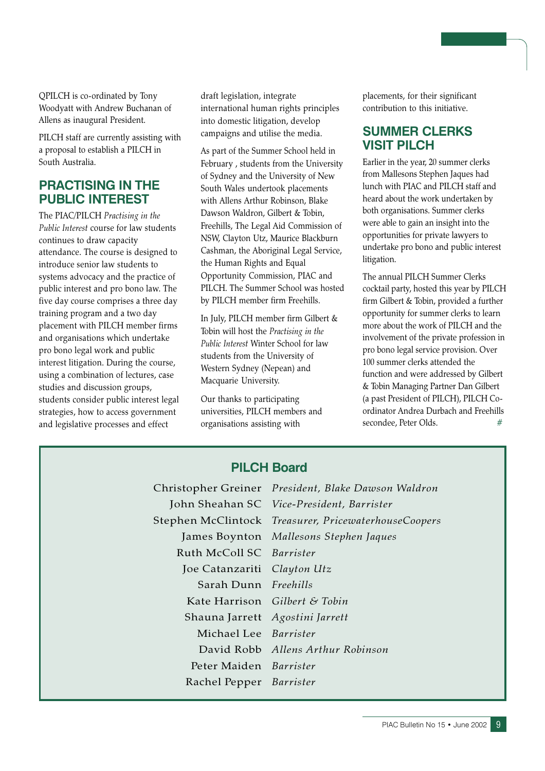QPILCH is co-ordinated by Tony Woodyatt with Andrew Buchanan of Allens as inaugural President.

PILCH staff are currently assisting with a proposal to establish a PILCH in South Australia.

## PRACTISING IN THE PUBLIC INTEREST

The PIAC/PILCH *Practising in the Public Interest* course for law students continues to draw capacity attendance. The course is designed to introduce senior law students to systems advocacy and the practice of public interest and pro bono law. The five day course comprises a three day training program and a two day placement with PILCH member firms and organisations which undertake pro bono legal work and public interest litigation. During the course, using a combination of lectures, case studies and discussion groups, students consider public interest legal strategies, how to access government and legislative processes and effect draft legislation, integrate international human rights principles into domestic litigation, develop campaigns and utilise the media.

As part of the Summer School held in February , students from the University of Sydney and the University of New South Wales undertook placements with Allens Arthur Robinson, Blake Dawson Waldron, Gilbert & Tobin, Freehills, The Legal Aid Commission of NSW, Clayton Utz, Maurice Blackburn Cashman, the Aboriginal Legal Service, the Human Rights and Equal Opportunity Commission, PIAC and PILCH. The Summer School was hosted by PILCH member firm Freehills.

In July, PILCH member firm Gilbert & Tobin will host the *Practising in the Public Interest* Winter School for law students from the University of Western Sydney (Nepean) and Macquarie University.

Our thanks to participating universities, PILCH members and organisations assisting with placements, for their significant contribution to this initiative.

## SUMMER CLERKS VISIT PILCH

Earlier in the year, 20 summer clerks from Mallesons Stephen Jaques had lunch with PIAC and PILCH staff and heard about the work undertaken by both organisations. Summer clerks were able to gain an insight into the opportunities for private lawyers to undertake pro bono and public interest litigation.

The annual PILCH Summer Clerks cocktail party, hosted this year by PILCH firm Gilbert & Tobin, provided a further opportunity for summer clerks to learn more about the work of PILCH and the involvement of the private profession in pro bono legal service provision. Over 100 summer clerks attended the function and were addressed by Gilbert & Tobin Managing Partner Dan Gilbert (a past President of PILCH), PILCH Co-ordinator Andrea Durbach and Freehills secondee, Peter Olds. #

## PILCH Board

| Name | Position |
|---|---|
| Christopher Greiner | *President, Blake Dawson Waldron* |
| John Sheahan SC | *Vice-President, Barrister* |
| Stephen McClintock | *Treasurer, PricewaterhouseCoopers* |
| James Boynton | *Mallesons Stephen Jaques* |
| Ruth McColl SC | *Barrister* |
| Joe Catanzariti | *Clayton Utz* |
| Sarah Dunn | *Freehills* |
| Kate Harrison | *Gilbert & Tobin* |
| Shauna Jarrett | *Agostini Jarrett* |
| Michael Lee | *Barrister* |
| David Robb | *Allens Arthur Robinson* |
| Peter Maiden | *Barrister* |
| Rachel Pepper | *Barrister* |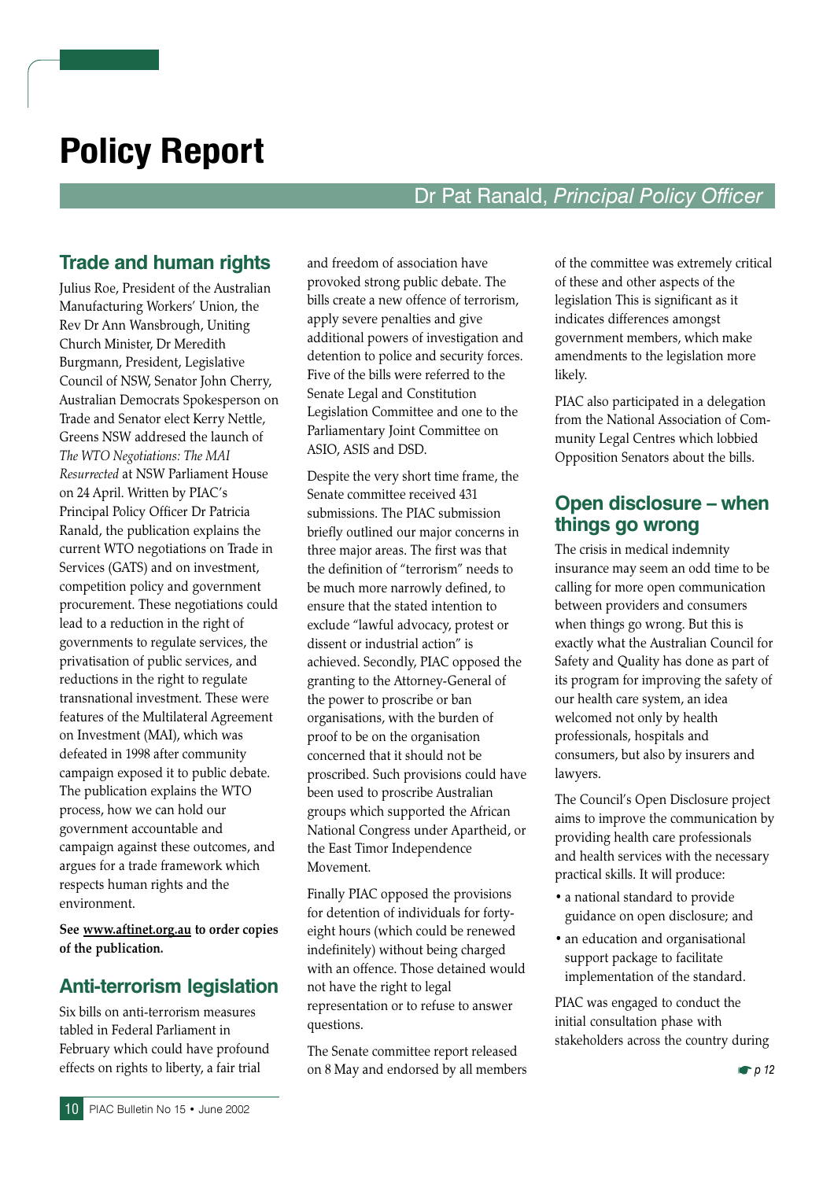# Policy Report

Dr Pat Ranald, *Principal Policy Officer*

## Trade and human rights

Julius Roe, President of the Australian Manufacturing Workers' Union, the Rev Dr Ann Wansbrough, Uniting Church Minister, Dr Meredith Burgmann, President, Legislative Council of NSW, Senator John Cherry, Australian Democrats Spokesperson on Trade and Senator elect Kerry Nettle, Greens NSW addresed the launch of *The WTO Negotiations: The MAI Resurrected* at NSW Parliament House on 24 April. Written by PIAC's Principal Policy Officer Dr Patricia Ranald, the publication explains the current WTO negotiations on Trade in Services (GATS) and on investment, competition policy and government procurement. These negotiations could lead to a reduction in the right of governments to regulate services, the privatisation of public services, and reductions in the right to regulate transnational investment. These were features of the Multilateral Agreement on Investment (MAI), which was defeated in 1998 after community campaign exposed it to public debate. The publication explains the WTO process, how we can hold our government accountable and campaign against these outcomes, and argues for a trade framework which respects human rights and the environment.

**See www.aftinet.org.au to order copies of the publication.**

## Anti-terrorism legislation

Six bills on anti-terrorism measures tabled in Federal Parliament in February which could have profound effects on rights to liberty, a fair trial and freedom of association have provoked strong public debate. The bills create a new offence of terrorism, apply severe penalties and give additional powers of investigation and detention to police and security forces. Five of the bills were referred to the Senate Legal and Constitution Legislation Committee and one to the Parliamentary Joint Committee on ASIO, ASIS and DSD.

Despite the very short time frame, the Senate committee received 431 submissions. The PIAC submission briefly outlined our major concerns in three major areas. The first was that the definition of "terrorism" needs to be much more narrowly defined, to ensure that the stated intention to exclude "lawful advocacy, protest or dissent or industrial action" is achieved. Secondly, PIAC opposed the granting to the Attorney-General of the power to proscribe or ban organisations, with the burden of proof to be on the organisation concerned that it should not be proscribed. Such provisions could have been used to proscribe Australian groups which supported the African National Congress under Apartheid, or the East Timor Independence Movement.

Finally PIAC opposed the provisions for detention of individuals for forty-eight hours (which could be renewed indefinitely) without being charged with an offence. Those detained would not have the right to legal representation or to refuse to answer questions.

The Senate committee report released on 8 May and endorsed by all members of the committee was extremely critical of these and other aspects of the legislation This is significant as it indicates differences amongst government members, which make amendments to the legislation more likely.

PIAC also participated in a delegation from the National Association of Community Legal Centres which lobbied Opposition Senators about the bills.

## Open disclosure – when things go wrong

The crisis in medical indemnity insurance may seem an odd time to be calling for more open communication between providers and consumers when things go wrong. But this is exactly what the Australian Council for Safety and Quality has done as part of its program for improving the safety of our health care system, an idea welcomed not only by health professionals, hospitals and consumers, but also by insurers and lawyers.

The Council's Open Disclosure project aims to improve the communication by providing health care professionals and health services with the necessary practical skills. It will produce:

- a national standard to provide guidance on open disclosure; and
- an education and organisational support package to facilitate implementation of the standard.

PIAC was engaged to conduct the initial consultation phase with stakeholders across the country during

☛ p 12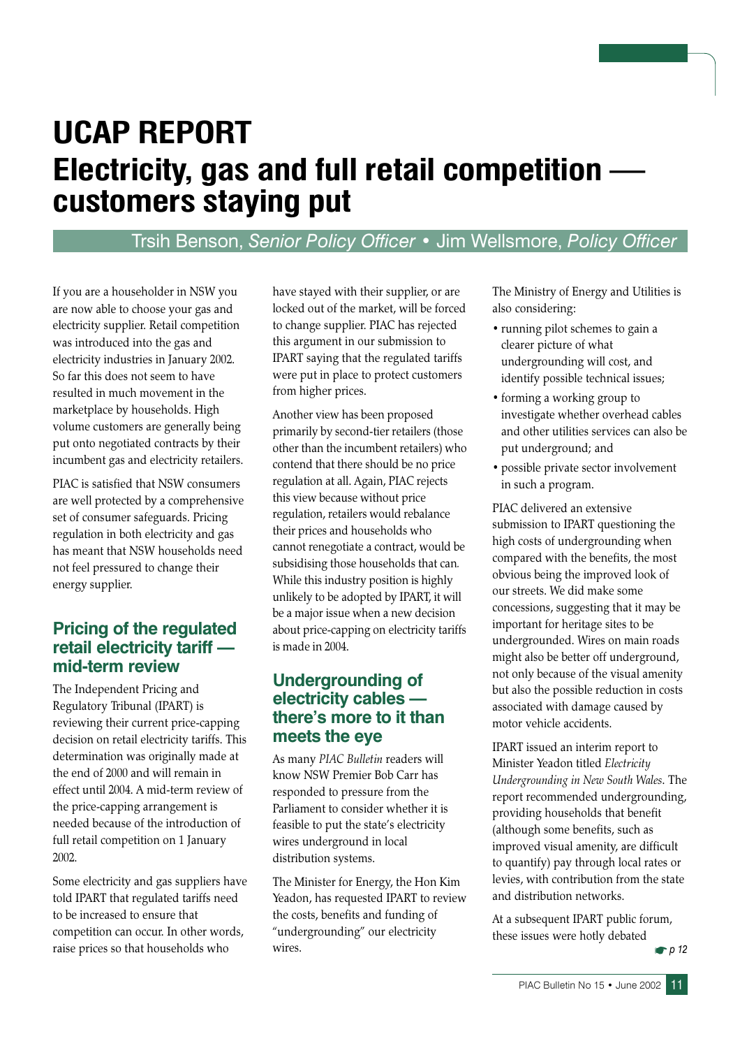# UCAP REPORT
# Electricity, gas and full retail competition — customers staying put

Trsih Benson, *Senior Policy Officer* • Jim Wellsmore, *Policy Officer*

If you are a householder in NSW you are now able to choose your gas and electricity supplier. Retail competition was introduced into the gas and electricity industries in January 2002. So far this does not seem to have resulted in much movement in the marketplace by households. High volume customers are generally being put onto negotiated contracts by their incumbent gas and electricity retailers.

PIAC is satisfied that NSW consumers are well protected by a comprehensive set of consumer safeguards. Pricing regulation in both electricity and gas has meant that NSW households need not feel pressured to change their energy supplier.

## Pricing of the regulated retail electricity tariff — mid-term review

The Independent Pricing and Regulatory Tribunal (IPART) is reviewing their current price-capping decision on retail electricity tariffs. This determination was originally made at the end of 2000 and will remain in effect until 2004. A mid-term review of the price-capping arrangement is needed because of the introduction of full retail competition on 1 January 2002.

Some electricity and gas suppliers have told IPART that regulated tariffs need to be increased to ensure that competition can occur. In other words, raise prices so that households who have stayed with their supplier, or are locked out of the market, will be forced to change supplier. PIAC has rejected this argument in our submission to IPART saying that the regulated tariffs were put in place to protect customers from higher prices.

Another view has been proposed primarily by second-tier retailers (those other than the incumbent retailers) who contend that there should be no price regulation at all. Again, PIAC rejects this view because without price regulation, retailers would rebalance their prices and households who cannot renegotiate a contract, would be subsidising those households that can. While this industry position is highly unlikely to be adopted by IPART, it will be a major issue when a new decision about price-capping on electricity tariffs is made in 2004.

## Undergrounding of electricity cables — there's more to it than meets the eye

As many *PIAC Bulletin* readers will know NSW Premier Bob Carr has responded to pressure from the Parliament to consider whether it is feasible to put the state's electricity wires underground in local distribution systems.

The Minister for Energy, the Hon Kim Yeadon, has requested IPART to review the costs, benefits and funding of "undergrounding" our electricity wires.

The Ministry of Energy and Utilities is also considering:

- running pilot schemes to gain a clearer picture of what undergrounding will cost, and identify possible technical issues;
- forming a working group to investigate whether overhead cables and other utilities services can also be put underground; and
- possible private sector involvement in such a program.

PIAC delivered an extensive submission to IPART questioning the high costs of undergrounding when compared with the benefits, the most obvious being the improved look of our streets. We did make some concessions, suggesting that it may be important for heritage sites to be undergrounded. Wires on main roads might also be better off underground, not only because of the visual amenity but also the possible reduction in costs associated with damage caused by motor vehicle accidents.

IPART issued an interim report to Minister Yeadon titled *Electricity Undergrounding in New South Wales*. The report recommended undergrounding, providing households that benefit (although some benefits, such as improved visual amenity, are difficult to quantify) pay through local rates or levies, with contribution from the state and distribution networks.

At a subsequent IPART public forum, these issues were hotly debated

☛ *p 12*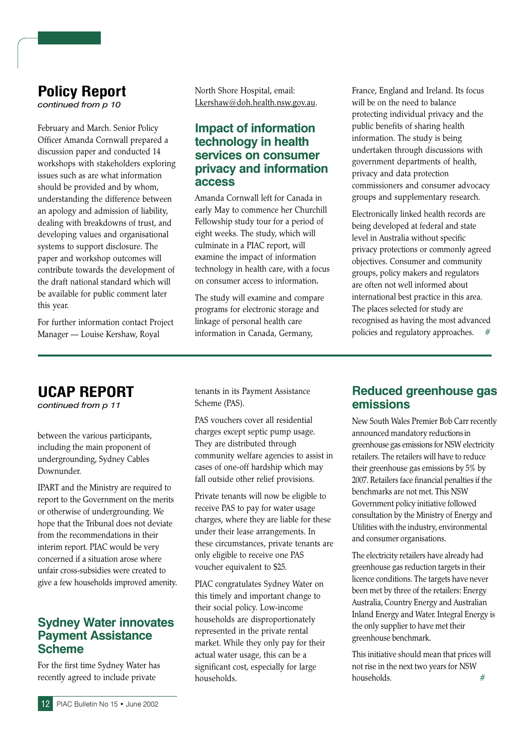## Policy Report

*continued from p 10*

February and March. Senior Policy Officer Amanda Cornwall prepared a discussion paper and conducted 14 workshops with stakeholders exploring issues such as are what information should be provided and by whom, understanding the difference between an apology and admission of liability, dealing with breakdowns of trust, and developing values and organisational systems to support disclosure. The paper and workshop outcomes will contribute towards the development of the draft national standard which will be available for public comment later this year.

For further information contact Project Manager — Louise Kershaw, Royal North Shore Hospital, email: Lkershaw@doh.health.nsw.gov.au.

### Impact of information technology in health services on consumer privacy and information access

Amanda Cornwall left for Canada in early May to commence her Churchill Fellowship study tour for a period of eight weeks. The study, which will culminate in a PIAC report, will examine the impact of information technology in health care, with a focus on consumer access to information.

The study will examine and compare programs for electronic storage and linkage of personal health care information in Canada, Germany, France, England and Ireland. Its focus will be on the need to balance protecting individual privacy and the public benefits of sharing health information. The study is being undertaken through discussions with government departments of health, privacy and data protection commissioners and consumer advocacy groups and supplementary research.

Electronically linked health records are being developed at federal and state level in Australia without specific privacy protections or commonly agreed objectives. Consumer and community groups, policy makers and regulators are often not well informed about international best practice in this area. The places selected for study are recognised as having the most advanced policies and regulatory approaches. #

## UCAP REPORT

*continued from p 11*

between the various participants, including the main proponent of undergrounding, Sydney Cables Downunder.

IPART and the Ministry are required to report to the Government on the merits or otherwise of undergrounding. We hope that the Tribunal does not deviate from the recommendations in their interim report. PIAC would be very concerned if a situation arose where unfair cross-subsidies were created to give a few households improved amenity.

### Sydney Water innovates Payment Assistance Scheme

For the first time Sydney Water has recently agreed to include private tenants in its Payment Assistance Scheme (PAS).

PAS vouchers cover all residential charges except septic pump usage. They are distributed through community welfare agencies to assist in cases of one-off hardship which may fall outside other relief provisions.

Private tenants will now be eligible to receive PAS to pay for water usage charges, where they are liable for these under their lease arrangements. In these circumstances, private tenants are only eligible to receive one PAS voucher equivalent to $25.

PIAC congratulates Sydney Water on this timely and important change to their social policy. Low-income households are disproportionately represented in the private rental market. While they only pay for their actual water usage, this can be a significant cost, especially for large households.

### Reduced greenhouse gas emissions

New South Wales Premier Bob Carr recently announced mandatory reductions in greenhouse gas emissions for NSW electricity retailers. The retailers will have to reduce their greenhouse gas emissions by 5% by 2007. Retailers face financial penalties if the benchmarks are not met. This NSW Government policy initiative followed consultation by the Ministry of Energy and Utilities with the industry, environmental and consumer organisations.

The electricity retailers have already had greenhouse gas reduction targets in their licence conditions. The targets have never been met by three of the retailers: Energy Australia, Country Energy and Australian Inland Energy and Water. Integral Energy is the only supplier to have met their greenhouse benchmark.

This initiative should mean that prices will not rise in the next two years for NSW households. #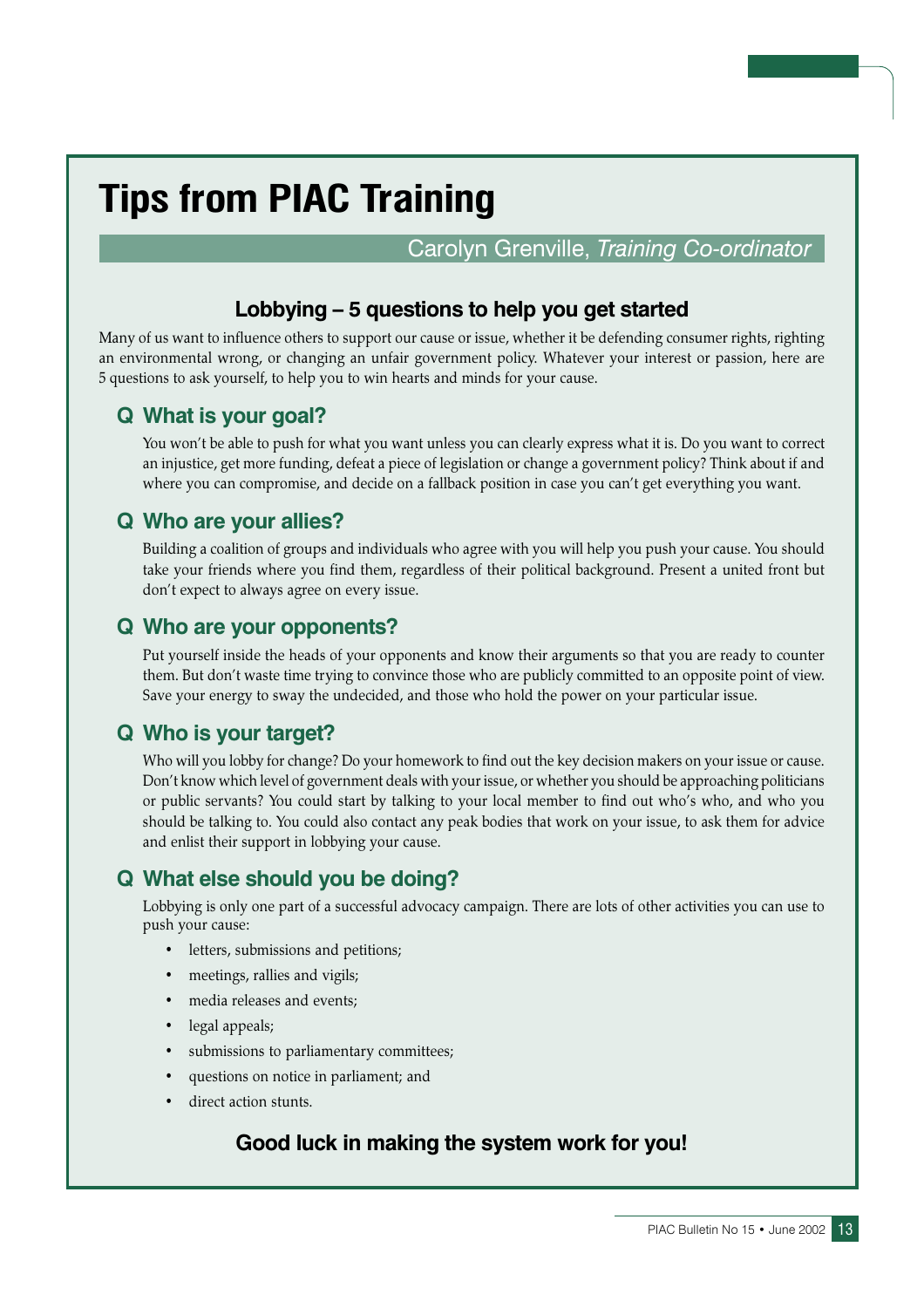# Tips from PIAC Training

Carolyn Grenville, *Training Co-ordinator*

## Lobbying – 5 questions to help you get started

Many of us want to influence others to support our cause or issue, whether it be defending consumer rights, righting an environmental wrong, or changing an unfair government policy. Whatever your interest or passion, here are 5 questions to ask yourself, to help you to win hearts and minds for your cause.

### Q What is your goal?

You won't be able to push for what you want unless you can clearly express what it is. Do you want to correct an injustice, get more funding, defeat a piece of legislation or change a government policy? Think about if and where you can compromise, and decide on a fallback position in case you can't get everything you want.

### Q Who are your allies?

Building a coalition of groups and individuals who agree with you will help you push your cause. You should take your friends where you find them, regardless of their political background. Present a united front but don't expect to always agree on every issue.

### Q Who are your opponents?

Put yourself inside the heads of your opponents and know their arguments so that you are ready to counter them. But don't waste time trying to convince those who are publicly committed to an opposite point of view. Save your energy to sway the undecided, and those who hold the power on your particular issue.

### Q Who is your target?

Who will you lobby for change? Do your homework to find out the key decision makers on your issue or cause. Don't know which level of government deals with your issue, or whether you should be approaching politicians or public servants? You could start by talking to your local member to find out who's who, and who you should be talking to. You could also contact any peak bodies that work on your issue, to ask them for advice and enlist their support in lobbying your cause.

### Q What else should you be doing?

Lobbying is only one part of a successful advocacy campaign. There are lots of other activities you can use to push your cause:

- letters, submissions and petitions;
- meetings, rallies and vigils;
- media releases and events;
- legal appeals;
- submissions to parliamentary committees;
- questions on notice in parliament; and
- direct action stunts.

**Good luck in making the system work for you!**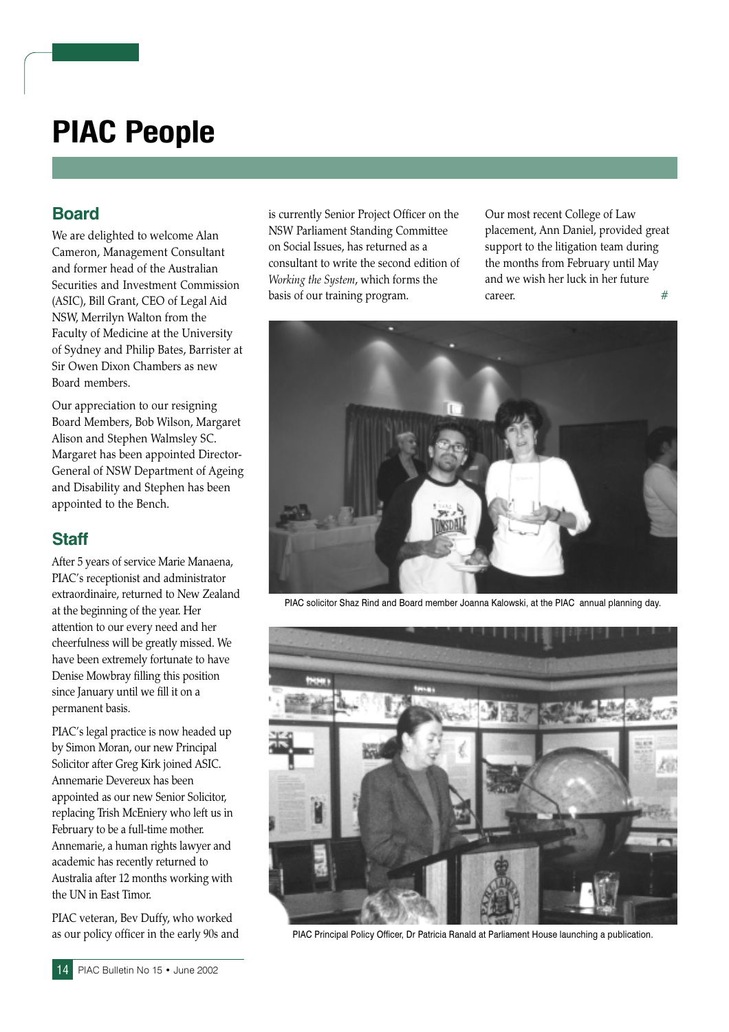# PIAC People

## Board

We are delighted to welcome Alan Cameron, Management Consultant and former head of the Australian Securities and Investment Commission (ASIC), Bill Grant, CEO of Legal Aid NSW, Merrilyn Walton from the Faculty of Medicine at the University of Sydney and Philip Bates, Barrister at Sir Owen Dixon Chambers as new Board members.

Our appreciation to our resigning Board Members, Bob Wilson, Margaret Alison and Stephen Walmsley SC. Margaret has been appointed Director-General of NSW Department of Ageing and Disability and Stephen has been appointed to the Bench.

## Staff

After 5 years of service Marie Manaena, PIAC's receptionist and administrator extraordinaire, returned to New Zealand at the beginning of the year. Her attention to our every need and her cheerfulness will be greatly missed. We have been extremely fortunate to have Denise Mowbray filling this position since January until we fill it on a permanent basis.

PIAC's legal practice is now headed up by Simon Moran, our new Principal Solicitor after Greg Kirk joined ASIC. Annemarie Devereux has been appointed as our new Senior Solicitor, replacing Trish McEniery who left us in February to be a full-time mother. Annemarie, a human rights lawyer and academic has recently returned to Australia after 12 months working with the UN in East Timor.

PIAC veteran, Bev Duffy, who worked as our policy officer in the early 90s and is currently Senior Project Officer on the NSW Parliament Standing Committee on Social Issues, has returned as a consultant to write the second edition of *Working the System*, which forms the basis of our training program.

Our most recent College of Law placement, Ann Daniel, provided great support to the litigation team during the months from February until May and we wish her luck in her future career. #

PIAC solicitor Shaz Rind and Board member Joanna Kalowski, at the PIAC annual planning day.

PIAC Principal Policy Officer, Dr Patricia Ranald at Parliament House launching a publication.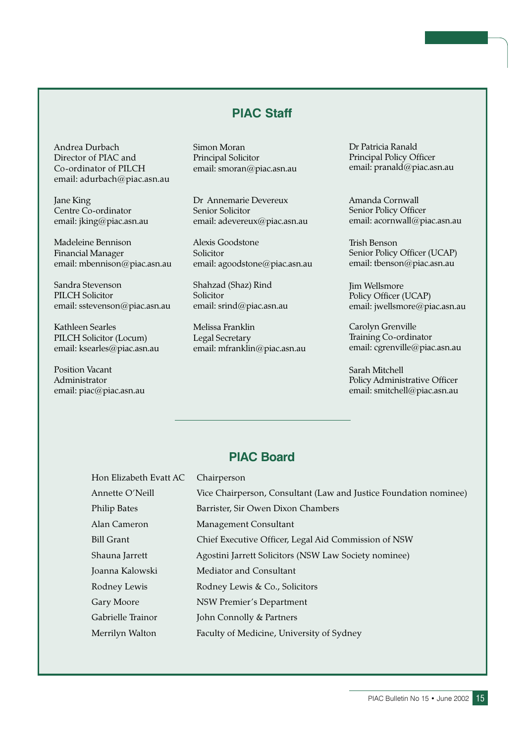## PIAC Staff

Andrea Durbach
Director of PIAC and
Co-ordinator of PILCH
email: adurbach@piac.asn.au

Jane King
Centre Co-ordinator
email: jking@piac.asn.au

Madeleine Bennison
Financial Manager
email: mbennison@piac.asn.au

Sandra Stevenson
PILCH Solicitor
email: sstevenson@piac.asn.au

Kathleen Searles
PILCH Solicitor (Locum)
email: ksearles@piac.asn.au

Position Vacant
Administrator
email: piac@piac.asn.au

Simon Moran
Principal Solicitor
email: smoran@piac.asn.au

Dr Annemarie Devereux
Senior Solicitor
email: adevereux@piac.asn.au

Alexis Goodstone
Solicitor
email: agoodstone@piac.asn.au

Shahzad (Shaz) Rind
Solicitor
email: srind@piac.asn.au

Melissa Franklin
Legal Secretary
email: mfranklin@piac.asn.au

Dr Patricia Ranald
Principal Policy Officer
email: pranald@piac.asn.au

Amanda Cornwall
Senior Policy Officer
email: acornwall@piac.asn.au

Trish Benson
Senior Policy Officer (UCAP)
email: tbenson@piac.asn.au

Jim Wellsmore
Policy Officer (UCAP)
email: jwellsmore@piac.asn.au

Carolyn Grenville
Training Co-ordinator
email: cgrenville@piac.asn.au

Sarah Mitchell
Policy Administrative Officer
email: smitchell@piac.asn.au

## PIAC Board

| | |
|---|---|
| Hon Elizabeth Evatt AC | Chairperson |
| Annette O'Neill | Vice Chairperson, Consultant (Law and Justice Foundation nominee) |
| Philip Bates | Barrister, Sir Owen Dixon Chambers |
| Alan Cameron | Management Consultant |
| Bill Grant | Chief Executive Officer, Legal Aid Commission of NSW |
| Shauna Jarrett | Agostini Jarrett Solicitors (NSW Law Society nominee) |
| Joanna Kalowski | Mediator and Consultant |
| Rodney Lewis | Rodney Lewis & Co., Solicitors |
| Gary Moore | NSW Premier's Department |
| Gabrielle Trainor | John Connolly & Partners |
| Merrilyn Walton | Faculty of Medicine, University of Sydney |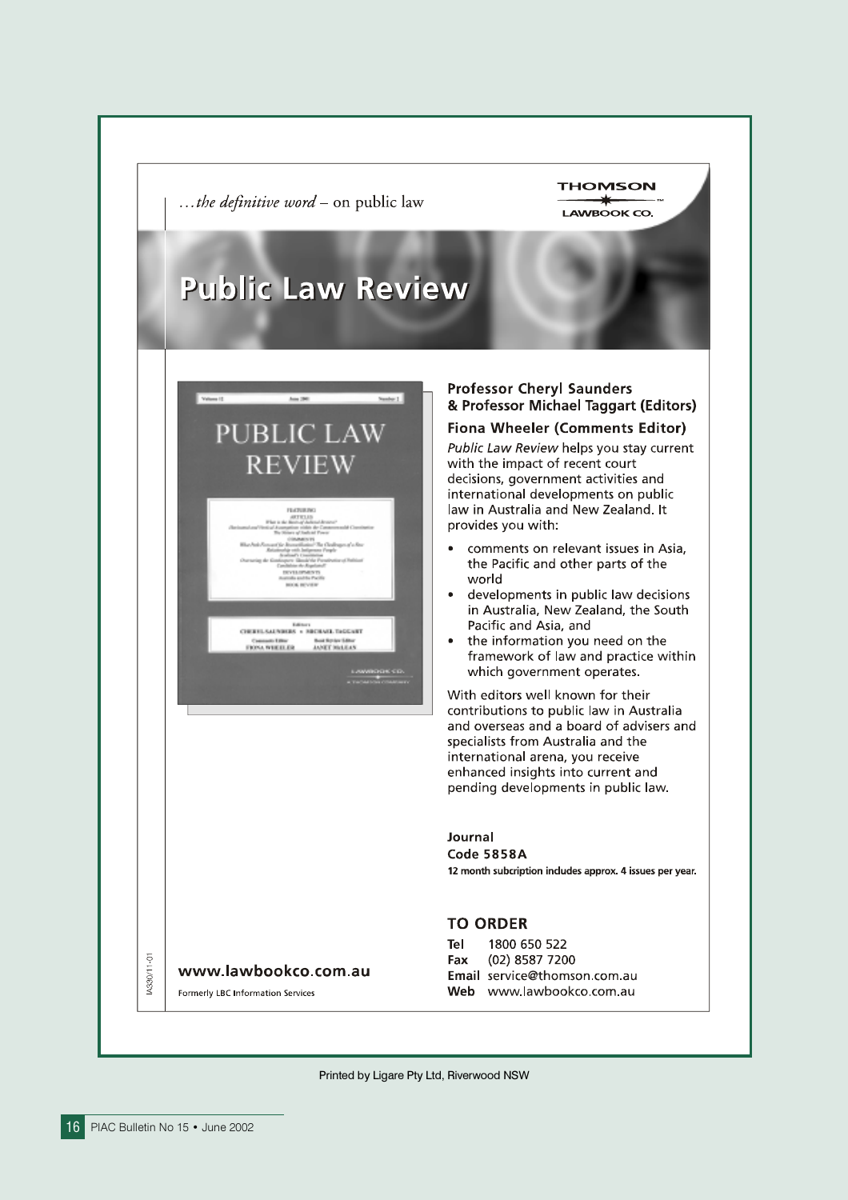*...the definitive word* – on public law

THOMSON LAWBOOK CO.

# Public Law Review

**Professor Cheryl Saunders & Professor Michael Taggart (Editors)**

**Fiona Wheeler (Comments Editor)**

*Public Law Review* helps you stay current with the impact of recent court decisions, government activities and international developments on public law in Australia and New Zealand. It provides you with:

- comments on relevant issues in Asia, the Pacific and other parts of the world
- developments in public law decisions in Australia, New Zealand, the South Pacific and Asia, and
- the information you need on the framework of law and practice within which government operates.

With editors well known for their contributions to public law in Australia and overseas and a board of advisers and specialists from Australia and the international arena, you receive enhanced insights into current and pending developments in public law.

**Journal**
**Code 5858A**
**12 month subcription includes approx. 4 issues per year.**

## TO ORDER

**Tel** 1800 650 522
**Fax** (02) 8587 7200
**Email** service@thomson.com.au
**Web** www.lawbookco.com.au

**www.lawbookco.com.au**

Formerly LBC Information Services

IA330/11-01

Printed by Ligare Pty Ltd, Riverwood NSW